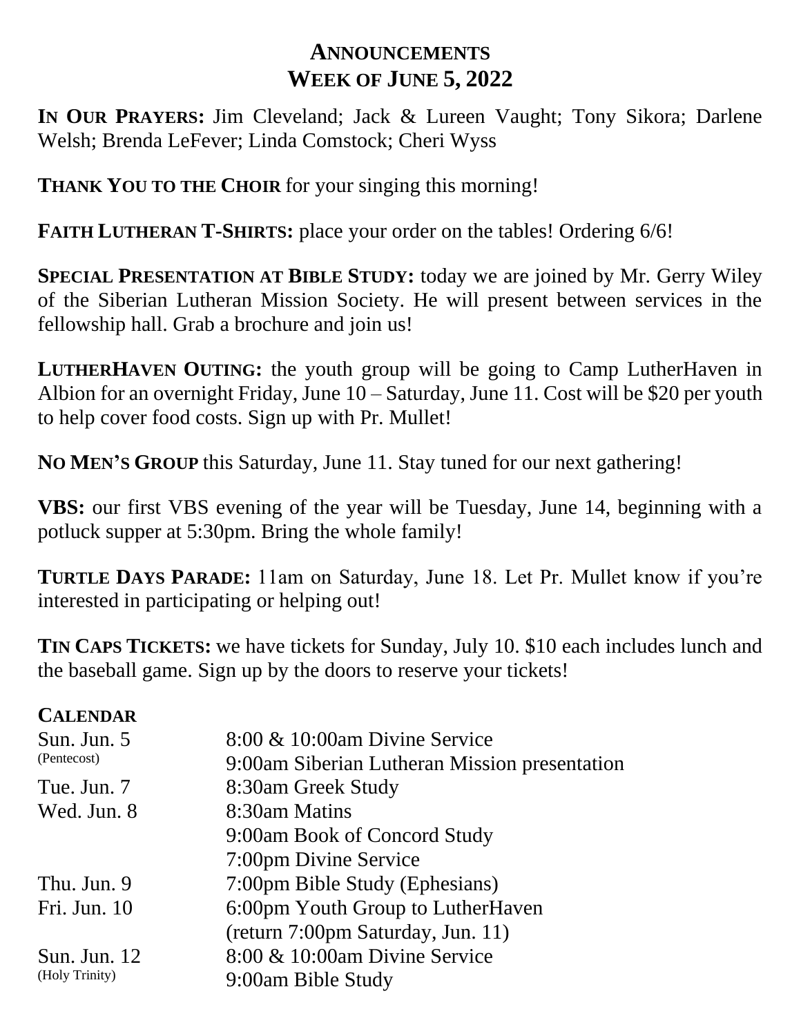# ANNOUNCEMENTS
## WEEK OF JUNE 5, 2022

**IN OUR PRAYERS:** Jim Cleveland; Jack & Lureen Vaught; Tony Sikora; Darlene Welsh; Brenda LeFever; Linda Comstock; Cheri Wyss

**THANK YOU TO THE CHOIR** for your singing this morning!

**FAITH LUTHERAN T-SHIRTS:** place your order on the tables! Ordering 6/6!

**SPECIAL PRESENTATION AT BIBLE STUDY:** today we are joined by Mr. Gerry Wiley of the Siberian Lutheran Mission Society. He will present between services in the fellowship hall. Grab a brochure and join us!

**LUTHERHAVEN OUTING:** the youth group will be going to Camp LutherHaven in Albion for an overnight Friday, June 10 – Saturday, June 11. Cost will be $20 per youth to help cover food costs. Sign up with Pr. Mullet!

**NO MEN'S GROUP** this Saturday, June 11. Stay tuned for our next gathering!

**VBS:** our first VBS evening of the year will be Tuesday, June 14, beginning with a potluck supper at 5:30pm. Bring the whole family!

**TURTLE DAYS PARADE:** 11am on Saturday, June 18. Let Pr. Mullet know if you're interested in participating or helping out!

**TIN CAPS TICKETS:** we have tickets for Sunday, July 10. $10 each includes lunch and the baseball game. Sign up by the doors to reserve your tickets!

**CALENDAR**

| | |
|---|---|
| Sun. Jun. 5 (Pentecost) | 8:00 & 10:00am Divine Service<br>9:00am Siberian Lutheran Mission presentation |
| Tue. Jun. 7 | 8:30am Greek Study |
| Wed. Jun. 8 | 8:30am Matins<br>9:00am Book of Concord Study<br>7:00pm Divine Service |
| Thu. Jun. 9 | 7:00pm Bible Study (Ephesians) |
| Fri. Jun. 10 | 6:00pm Youth Group to LutherHaven<br>(return 7:00pm Saturday, Jun. 11) |
| Sun. Jun. 12 (Holy Trinity) | 8:00 & 10:00am Divine Service<br>9:00am Bible Study |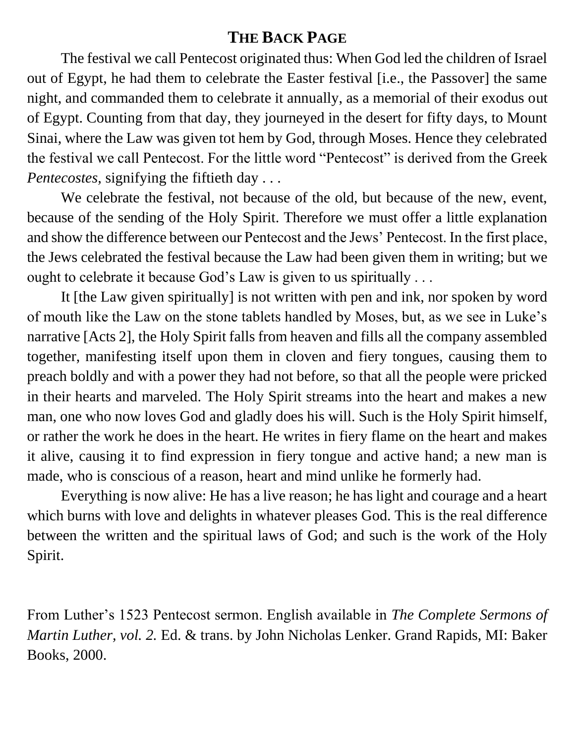# THE BACK PAGE

The festival we call Pentecost originated thus: When God led the children of Israel out of Egypt, he had them to celebrate the Easter festival [i.e., the Passover] the same night, and commanded them to celebrate it annually, as a memorial of their exodus out of Egypt. Counting from that day, they journeyed in the desert for fifty days, to Mount Sinai, where the Law was given tot hem by God, through Moses. Hence they celebrated the festival we call Pentecost. For the little word "Pentecost" is derived from the Greek *Pentecostes,* signifying the fiftieth day . . .

We celebrate the festival, not because of the old, but because of the new, event, because of the sending of the Holy Spirit. Therefore we must offer a little explanation and show the difference between our Pentecost and the Jews' Pentecost. In the first place, the Jews celebrated the festival because the Law had been given them in writing; but we ought to celebrate it because God's Law is given to us spiritually . . .

It [the Law given spiritually] is not written with pen and ink, nor spoken by word of mouth like the Law on the stone tablets handled by Moses, but, as we see in Luke's narrative [Acts 2], the Holy Spirit falls from heaven and fills all the company assembled together, manifesting itself upon them in cloven and fiery tongues, causing them to preach boldly and with a power they had not before, so that all the people were pricked in their hearts and marveled. The Holy Spirit streams into the heart and makes a new man, one who now loves God and gladly does his will. Such is the Holy Spirit himself, or rather the work he does in the heart. He writes in fiery flame on the heart and makes it alive, causing it to find expression in fiery tongue and active hand; a new man is made, who is conscious of a reason, heart and mind unlike he formerly had.

Everything is now alive: He has a live reason; he has light and courage and a heart which burns with love and delights in whatever pleases God. This is the real difference between the written and the spiritual laws of God; and such is the work of the Holy Spirit.

From Luther's 1523 Pentecost sermon. English available in *The Complete Sermons of Martin Luther, vol. 2.* Ed. & trans. by John Nicholas Lenker. Grand Rapids, MI: Baker Books, 2000.